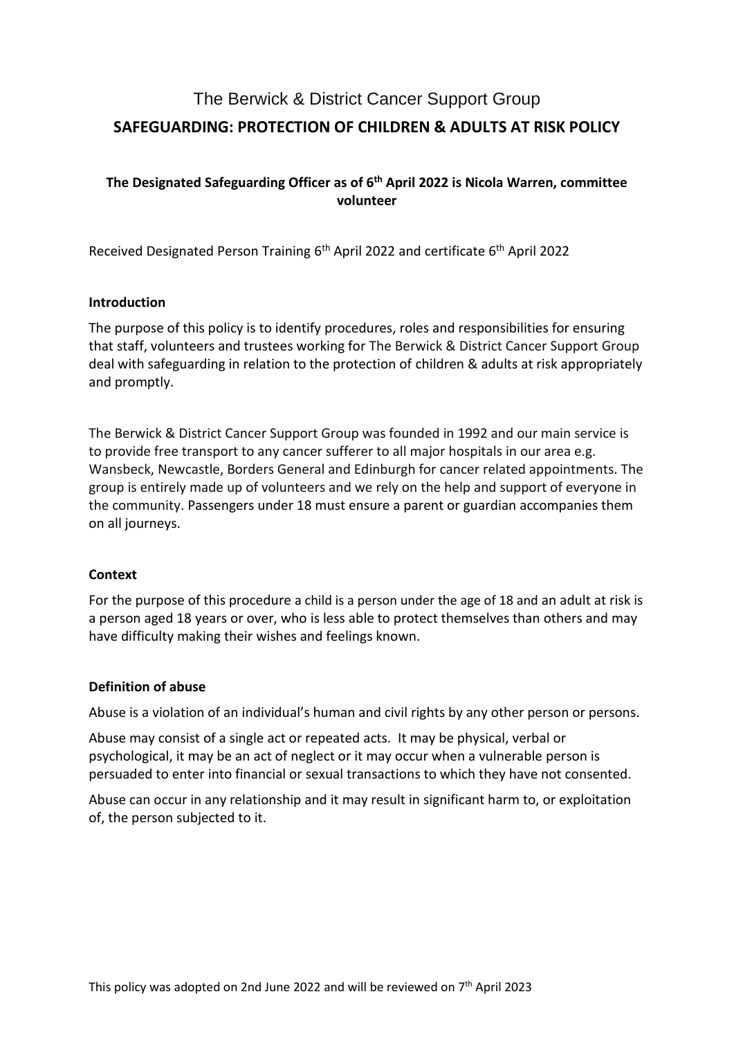# The Berwick & District Cancer Support Group

## SAFEGUARDING: PROTECTION OF CHILDREN & ADULTS AT RISK POLICY

**The Designated Safeguarding Officer as of 6th April 2022 is Nicola Warren, committee volunteer**

Received Designated Person Training 6th April 2022 and certificate 6th April 2022

### Introduction

The purpose of this policy is to identify procedures, roles and responsibilities for ensuring that staff, volunteers and trustees working for The Berwick & District Cancer Support Group deal with safeguarding in relation to the protection of children & adults at risk appropriately and promptly.

The Berwick & District Cancer Support Group was founded in 1992 and our main service is to provide free transport to any cancer sufferer to all major hospitals in our area e.g. Wansbeck, Newcastle, Borders General and Edinburgh for cancer related appointments. The group is entirely made up of volunteers and we rely on the help and support of everyone in the community. Passengers under 18 must ensure a parent or guardian accompanies them on all journeys.

### Context

For the purpose of this procedure a child is a person under the age of 18 and an adult at risk is a person aged 18 years or over, who is less able to protect themselves than others and may have difficulty making their wishes and feelings known.

### Definition of abuse

Abuse is a violation of an individual's human and civil rights by any other person or persons.

Abuse may consist of a single act or repeated acts. It may be physical, verbal or psychological, it may be an act of neglect or it may occur when a vulnerable person is persuaded to enter into financial or sexual transactions to which they have not consented.

Abuse can occur in any relationship and it may result in significant harm to, or exploitation of, the person subjected to it.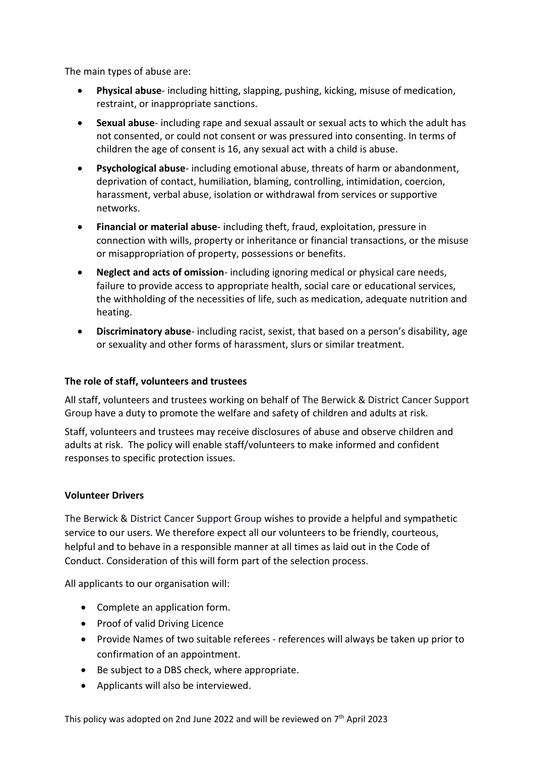The main types of abuse are:

- **Physical abuse**- including hitting, slapping, pushing, kicking, misuse of medication, restraint, or inappropriate sanctions.
- **Sexual abuse**- including rape and sexual assault or sexual acts to which the adult has not consented, or could not consent or was pressured into consenting. In terms of children the age of consent is 16, any sexual act with a child is abuse.
- **Psychological abuse**- including emotional abuse, threats of harm or abandonment, deprivation of contact, humiliation, blaming, controlling, intimidation, coercion, harassment, verbal abuse, isolation or withdrawal from services or supportive networks.
- **Financial or material abuse**- including theft, fraud, exploitation, pressure in connection with wills, property or inheritance or financial transactions, or the misuse or misappropriation of property, possessions or benefits.
- **Neglect and acts of omission**- including ignoring medical or physical care needs, failure to provide access to appropriate health, social care or educational services, the withholding of the necessities of life, such as medication, adequate nutrition and heating.
- **Discriminatory abuse**- including racist, sexist, that based on a person's disability, age or sexuality and other forms of harassment, slurs or similar treatment.

**The role of staff, volunteers and trustees**

All staff, volunteers and trustees working on behalf of The Berwick & District Cancer Support Group have a duty to promote the welfare and safety of children and adults at risk.

Staff, volunteers and trustees may receive disclosures of abuse and observe children and adults at risk. The policy will enable staff/volunteers to make informed and confident responses to specific protection issues.

**Volunteer Drivers**

The Berwick & District Cancer Support Group wishes to provide a helpful and sympathetic service to our users. We therefore expect all our volunteers to be friendly, courteous, helpful and to behave in a responsible manner at all times as laid out in the Code of Conduct. Consideration of this will form part of the selection process.

All applicants to our organisation will:

- Complete an application form.
- Proof of valid Driving Licence
- Provide Names of two suitable referees - references will always be taken up prior to confirmation of an appointment.
- Be subject to a DBS check, where appropriate.
- Applicants will also be interviewed.

This policy was adopted on 2nd June 2022 and will be reviewed on 7th April 2023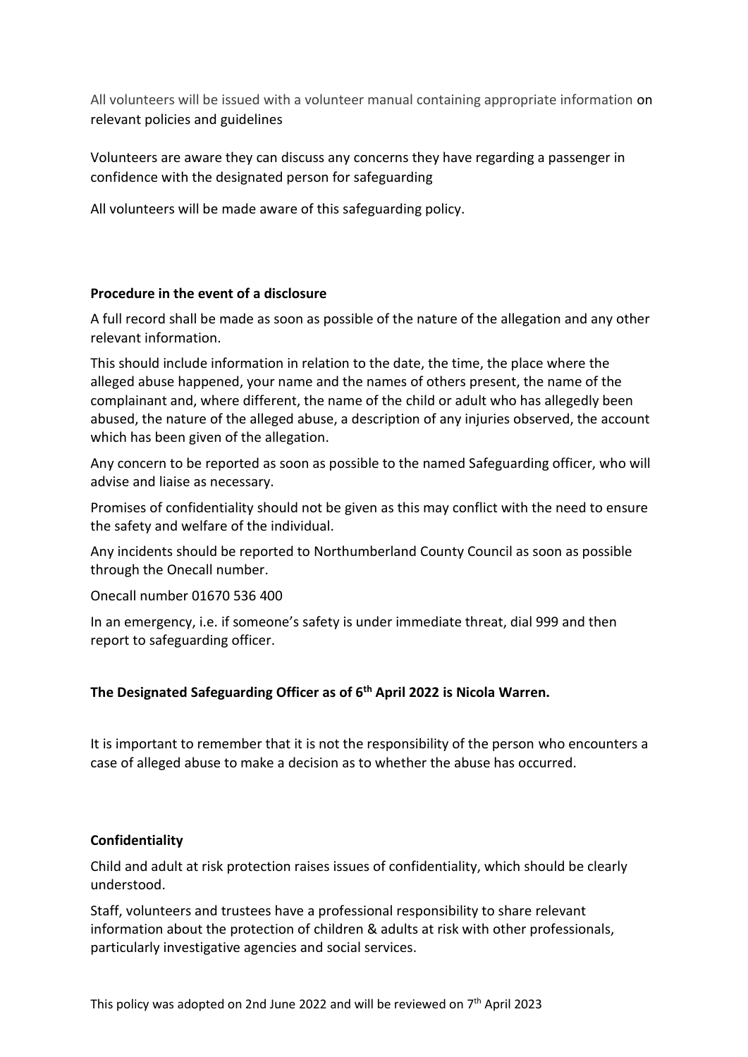All volunteers will be issued with a volunteer manual containing appropriate information on relevant policies and guidelines

Volunteers are aware they can discuss any concerns they have regarding a passenger in confidence with the designated person for safeguarding

All volunteers will be made aware of this safeguarding policy.

**Procedure in the event of a disclosure**

A full record shall be made as soon as possible of the nature of the allegation and any other relevant information.

This should include information in relation to the date, the time, the place where the alleged abuse happened, your name and the names of others present, the name of the complainant and, where different, the name of the child or adult who has allegedly been abused, the nature of the alleged abuse, a description of any injuries observed, the account which has been given of the allegation.

Any concern to be reported as soon as possible to the named Safeguarding officer, who will advise and liaise as necessary.

Promises of confidentiality should not be given as this may conflict with the need to ensure the safety and welfare of the individual.

Any incidents should be reported to Northumberland County Council as soon as possible through the Onecall number.

Onecall number 01670 536 400

In an emergency, i.e. if someone's safety is under immediate threat, dial 999 and then report to safeguarding officer.

**The Designated Safeguarding Officer as of 6th April 2022 is Nicola Warren.**

It is important to remember that it is not the responsibility of the person who encounters a case of alleged abuse to make a decision as to whether the abuse has occurred.

**Confidentiality**

Child and adult at risk protection raises issues of confidentiality, which should be clearly understood.

Staff, volunteers and trustees have a professional responsibility to share relevant information about the protection of children & adults at risk with other professionals, particularly investigative agencies and social services.

This policy was adopted on 2nd June 2022 and will be reviewed on 7th April 2023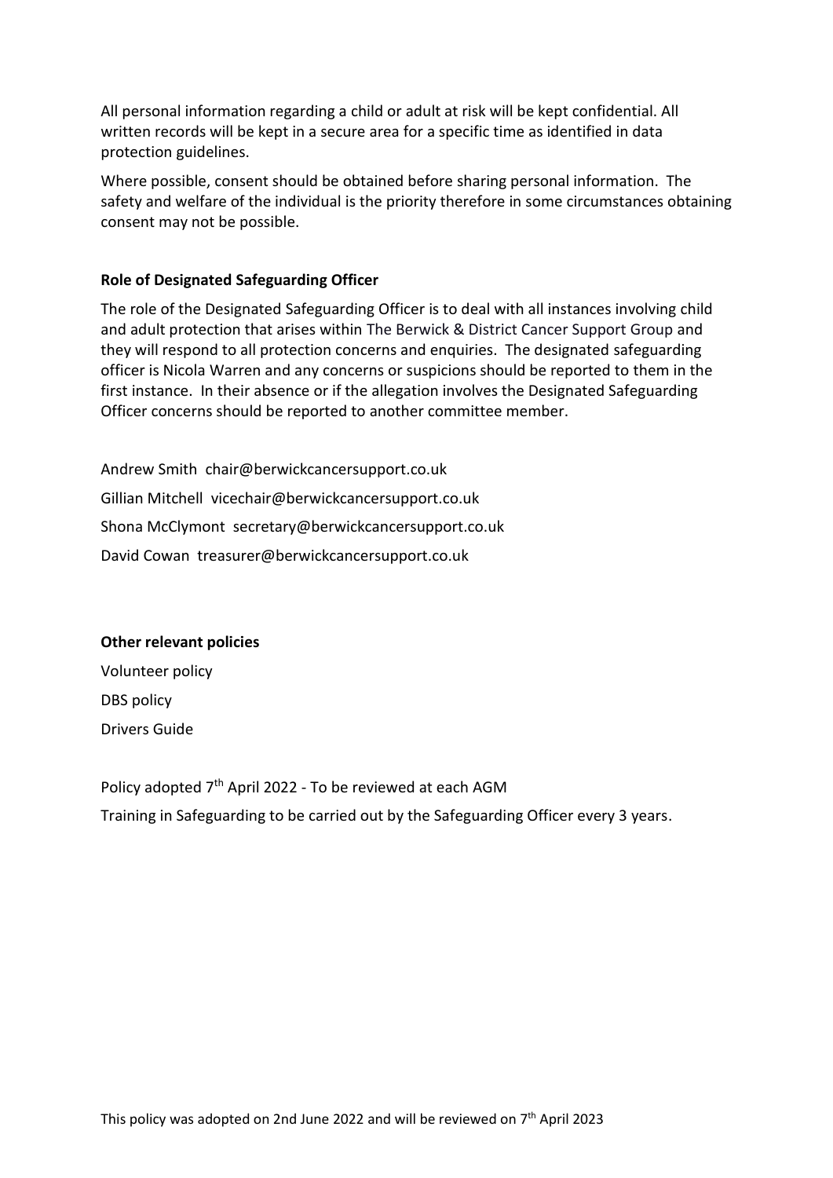All personal information regarding a child or adult at risk will be kept confidential. All written records will be kept in a secure area for a specific time as identified in data protection guidelines.

Where possible, consent should be obtained before sharing personal information. The safety and welfare of the individual is the priority therefore in some circumstances obtaining consent may not be possible.

**Role of Designated Safeguarding Officer**

The role of the Designated Safeguarding Officer is to deal with all instances involving child and adult protection that arises within The Berwick & District Cancer Support Group and they will respond to all protection concerns and enquiries. The designated safeguarding officer is Nicola Warren and any concerns or suspicions should be reported to them in the first instance. In their absence or if the allegation involves the Designated Safeguarding Officer concerns should be reported to another committee member.

Andrew Smith chair@berwickcancersupport.co.uk

Gillian Mitchell vicechair@berwickcancersupport.co.uk

Shona McClymont secretary@berwickcancersupport.co.uk

David Cowan treasurer@berwickcancersupport.co.uk

**Other relevant policies**

Volunteer policy

DBS policy

Drivers Guide

Policy adopted 7th April 2022 - To be reviewed at each AGM

Training in Safeguarding to be carried out by the Safeguarding Officer every 3 years.